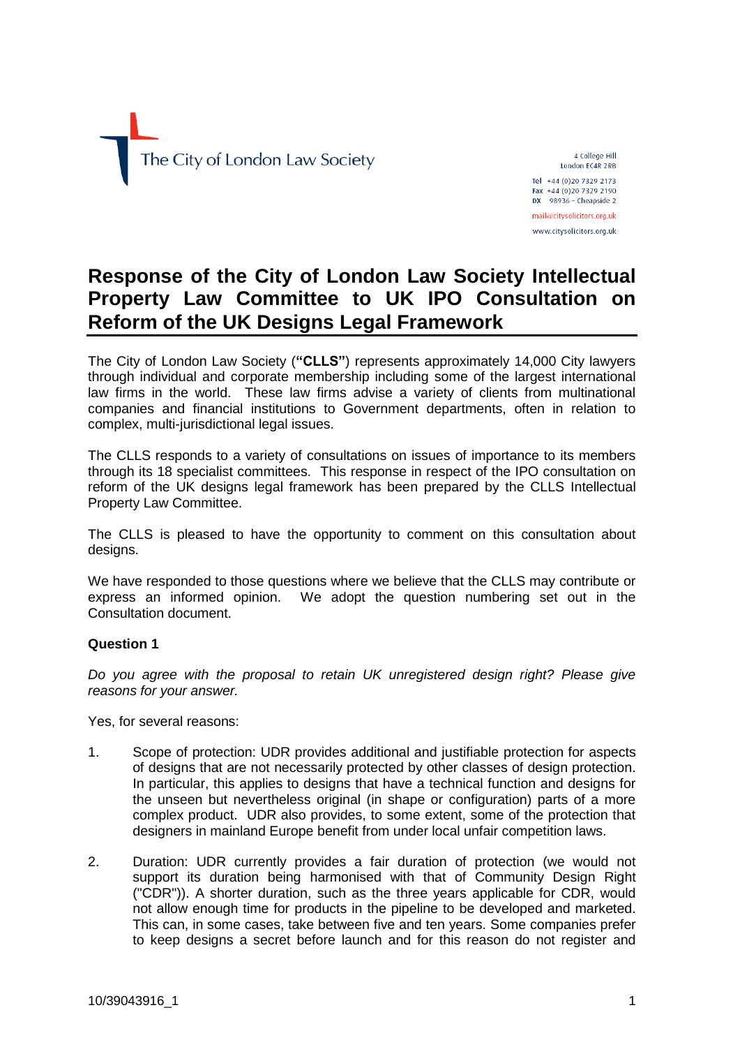The City of London Law Society

4 College Hill
London EC4R 2RB

Tel +44 (0)20 7329 2173
Fax +44 (0)20 7329 2190
DX 98936 – Cheapside 2

mail@citysolicitors.org.uk

www.citysolicitors.org.uk

# Response of the City of London Law Society Intellectual Property Law Committee to UK IPO Consultation on Reform of the UK Designs Legal Framework

The City of London Law Society (**"CLLS"**) represents approximately 14,000 City lawyers through individual and corporate membership including some of the largest international law firms in the world. These law firms advise a variety of clients from multinational companies and financial institutions to Government departments, often in relation to complex, multi-jurisdictional legal issues.

The CLLS responds to a variety of consultations on issues of importance to its members through its 18 specialist committees. This response in respect of the IPO consultation on reform of the UK designs legal framework has been prepared by the CLLS Intellectual Property Law Committee.

The CLLS is pleased to have the opportunity to comment on this consultation about designs.

We have responded to those questions where we believe that the CLLS may contribute or express an informed opinion. We adopt the question numbering set out in the Consultation document.

**Question 1**

*Do you agree with the proposal to retain UK unregistered design right? Please give reasons for your answer.*

Yes, for several reasons:

1. Scope of protection: UDR provides additional and justifiable protection for aspects of designs that are not necessarily protected by other classes of design protection. In particular, this applies to designs that have a technical function and designs for the unseen but nevertheless original (in shape or configuration) parts of a more complex product. UDR also provides, to some extent, some of the protection that designers in mainland Europe benefit from under local unfair competition laws.

2. Duration: UDR currently provides a fair duration of protection (we would not support its duration being harmonised with that of Community Design Right ("CDR")). A shorter duration, such as the three years applicable for CDR, would not allow enough time for products in the pipeline to be developed and marketed. This can, in some cases, take between five and ten years. Some companies prefer to keep designs a secret before launch and for this reason do not register and

10/39043916_1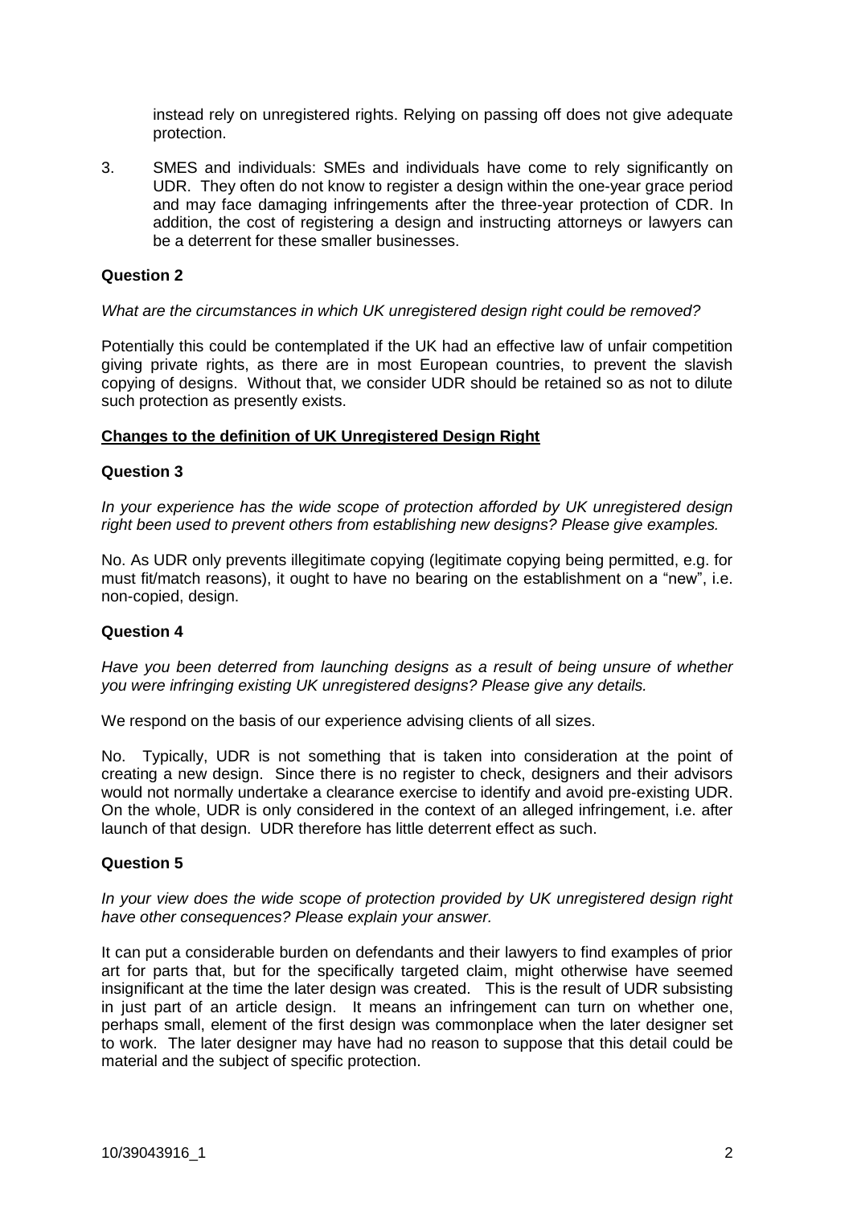instead rely on unregistered rights. Relying on passing off does not give adequate protection.

3. SMES and individuals: SMEs and individuals have come to rely significantly on UDR. They often do not know to register a design within the one-year grace period and may face damaging infringements after the three-year protection of CDR. In addition, the cost of registering a design and instructing attorneys or lawyers can be a deterrent for these smaller businesses.

**Question 2**

*What are the circumstances in which UK unregistered design right could be removed?*

Potentially this could be contemplated if the UK had an effective law of unfair competition giving private rights, as there are in most European countries, to prevent the slavish copying of designs. Without that, we consider UDR should be retained so as not to dilute such protection as presently exists.

**Changes to the definition of UK Unregistered Design Right**

**Question 3**

*In your experience has the wide scope of protection afforded by UK unregistered design right been used to prevent others from establishing new designs? Please give examples.*

No. As UDR only prevents illegitimate copying (legitimate copying being permitted, e.g. for must fit/match reasons), it ought to have no bearing on the establishment on a "new", i.e. non-copied, design.

**Question 4**

*Have you been deterred from launching designs as a result of being unsure of whether you were infringing existing UK unregistered designs? Please give any details.*

We respond on the basis of our experience advising clients of all sizes.

No. Typically, UDR is not something that is taken into consideration at the point of creating a new design. Since there is no register to check, designers and their advisors would not normally undertake a clearance exercise to identify and avoid pre-existing UDR. On the whole, UDR is only considered in the context of an alleged infringement, i.e. after launch of that design. UDR therefore has little deterrent effect as such.

**Question 5**

*In your view does the wide scope of protection provided by UK unregistered design right have other consequences? Please explain your answer.*

It can put a considerable burden on defendants and their lawyers to find examples of prior art for parts that, but for the specifically targeted claim, might otherwise have seemed insignificant at the time the later design was created. This is the result of UDR subsisting in just part of an article design. It means an infringement can turn on whether one, perhaps small, element of the first design was commonplace when the later designer set to work. The later designer may have had no reason to suppose that this detail could be material and the subject of specific protection.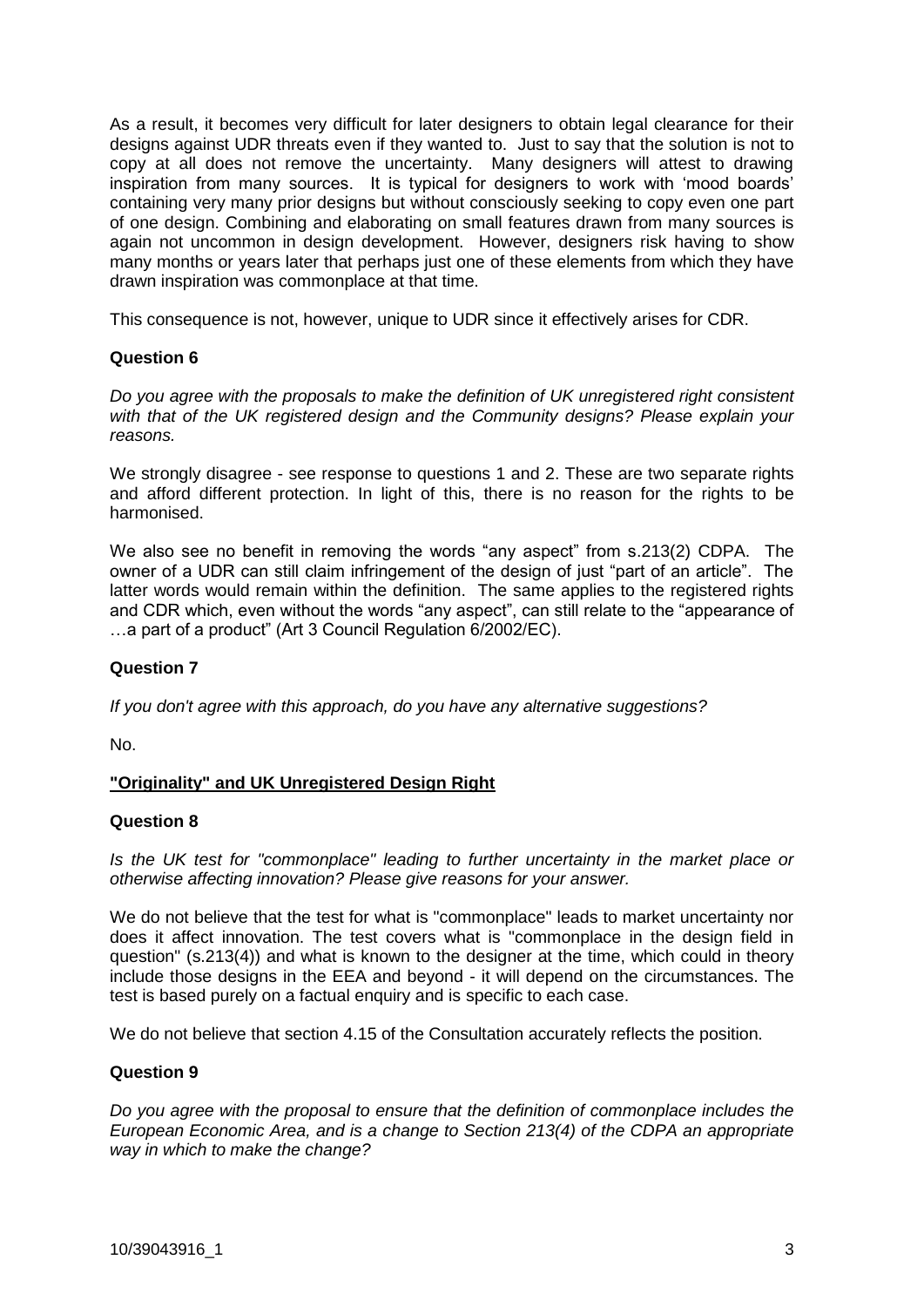As a result, it becomes very difficult for later designers to obtain legal clearance for their designs against UDR threats even if they wanted to. Just to say that the solution is not to copy at all does not remove the uncertainty. Many designers will attest to drawing inspiration from many sources. It is typical for designers to work with 'mood boards' containing very many prior designs but without consciously seeking to copy even one part of one design. Combining and elaborating on small features drawn from many sources is again not uncommon in design development. However, designers risk having to show many months or years later that perhaps just one of these elements from which they have drawn inspiration was commonplace at that time.

This consequence is not, however, unique to UDR since it effectively arises for CDR.

**Question 6**

*Do you agree with the proposals to make the definition of UK unregistered right consistent with that of the UK registered design and the Community designs? Please explain your reasons.*

We strongly disagree - see response to questions 1 and 2. These are two separate rights and afford different protection. In light of this, there is no reason for the rights to be harmonised.

We also see no benefit in removing the words "any aspect" from s.213(2) CDPA. The owner of a UDR can still claim infringement of the design of just "part of an article". The latter words would remain within the definition. The same applies to the registered rights and CDR which, even without the words "any aspect", can still relate to the "appearance of …a part of a product" (Art 3 Council Regulation 6/2002/EC).

**Question 7**

*If you don't agree with this approach, do you have any alternative suggestions?*

No.

**"Originality" and UK Unregistered Design Right**

**Question 8**

*Is the UK test for "commonplace" leading to further uncertainty in the market place or otherwise affecting innovation? Please give reasons for your answer.*

We do not believe that the test for what is "commonplace" leads to market uncertainty nor does it affect innovation. The test covers what is "commonplace in the design field in question" (s.213(4)) and what is known to the designer at the time, which could in theory include those designs in the EEA and beyond - it will depend on the circumstances. The test is based purely on a factual enquiry and is specific to each case.

We do not believe that section 4.15 of the Consultation accurately reflects the position.

**Question 9**

*Do you agree with the proposal to ensure that the definition of commonplace includes the European Economic Area, and is a change to Section 213(4) of the CDPA an appropriate way in which to make the change?*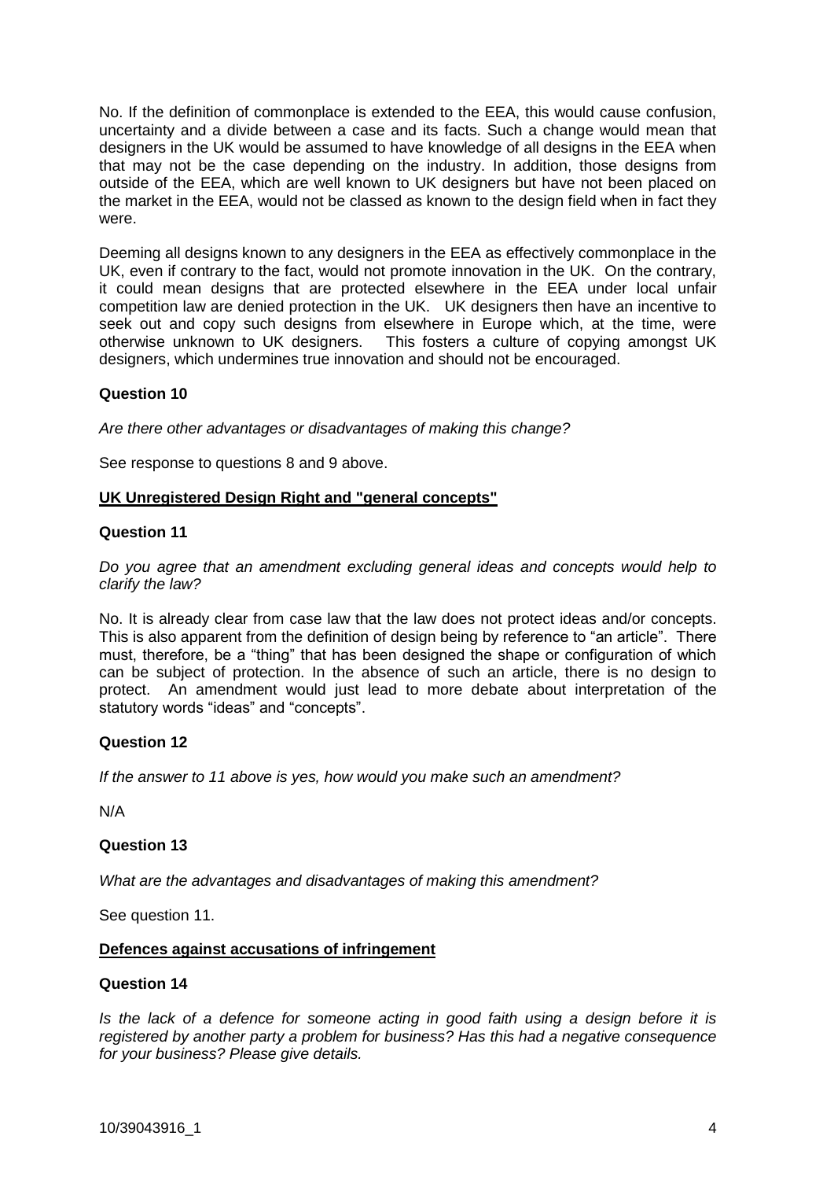No. If the definition of commonplace is extended to the EEA, this would cause confusion, uncertainty and a divide between a case and its facts. Such a change would mean that designers in the UK would be assumed to have knowledge of all designs in the EEA when that may not be the case depending on the industry. In addition, those designs from outside of the EEA, which are well known to UK designers but have not been placed on the market in the EEA, would not be classed as known to the design field when in fact they were.

Deeming all designs known to any designers in the EEA as effectively commonplace in the UK, even if contrary to the fact, would not promote innovation in the UK. On the contrary, it could mean designs that are protected elsewhere in the EEA under local unfair competition law are denied protection in the UK. UK designers then have an incentive to seek out and copy such designs from elsewhere in Europe which, at the time, were otherwise unknown to UK designers. This fosters a culture of copying amongst UK designers, which undermines true innovation and should not be encouraged.

**Question 10**

*Are there other advantages or disadvantages of making this change?*

See response to questions 8 and 9 above.

**UK Unregistered Design Right and "general concepts"**

**Question 11**

*Do you agree that an amendment excluding general ideas and concepts would help to clarify the law?*

No. It is already clear from case law that the law does not protect ideas and/or concepts. This is also apparent from the definition of design being by reference to "an article". There must, therefore, be a "thing" that has been designed the shape or configuration of which can be subject of protection. In the absence of such an article, there is no design to protect. An amendment would just lead to more debate about interpretation of the statutory words "ideas" and "concepts".

**Question 12**

*If the answer to 11 above is yes, how would you make such an amendment?*

N/A

**Question 13**

*What are the advantages and disadvantages of making this amendment?*

See question 11.

**Defences against accusations of infringement**

**Question 14**

*Is the lack of a defence for someone acting in good faith using a design before it is registered by another party a problem for business? Has this had a negative consequence for your business? Please give details.*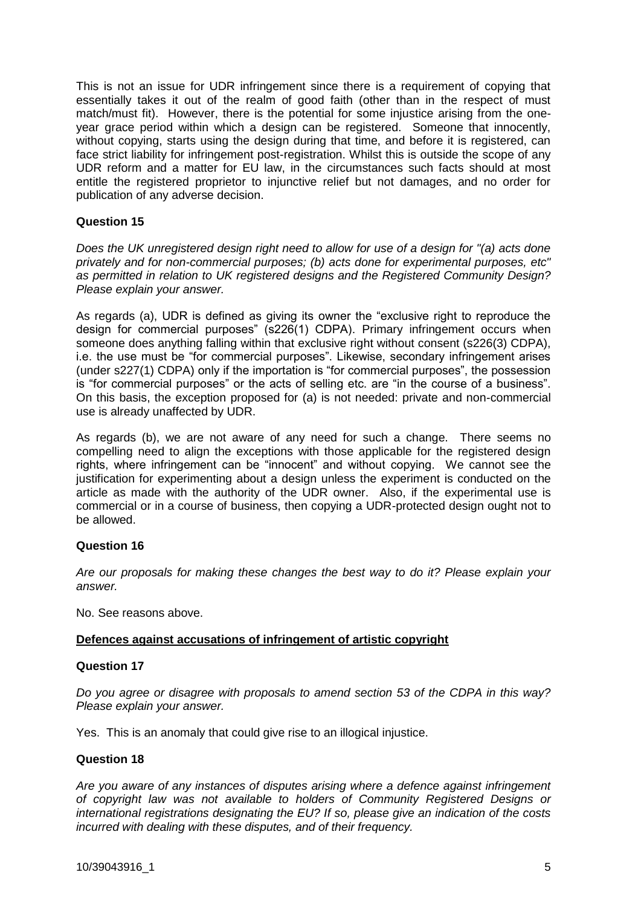This is not an issue for UDR infringement since there is a requirement of copying that essentially takes it out of the realm of good faith (other than in the respect of must match/must fit). However, there is the potential for some injustice arising from the one-year grace period within which a design can be registered. Someone that innocently, without copying, starts using the design during that time, and before it is registered, can face strict liability for infringement post-registration. Whilst this is outside the scope of any UDR reform and a matter for EU law, in the circumstances such facts should at most entitle the registered proprietor to injunctive relief but not damages, and no order for publication of any adverse decision.

**Question 15**

*Does the UK unregistered design right need to allow for use of a design for "(a) acts done privately and for non-commercial purposes; (b) acts done for experimental purposes, etc" as permitted in relation to UK registered designs and the Registered Community Design? Please explain your answer.*

As regards (a), UDR is defined as giving its owner the "exclusive right to reproduce the design for commercial purposes" (s226(1) CDPA). Primary infringement occurs when someone does anything falling within that exclusive right without consent (s226(3) CDPA), i.e. the use must be "for commercial purposes". Likewise, secondary infringement arises (under s227(1) CDPA) only if the importation is "for commercial purposes", the possession is "for commercial purposes" or the acts of selling etc. are "in the course of a business". On this basis, the exception proposed for (a) is not needed: private and non-commercial use is already unaffected by UDR.

As regards (b), we are not aware of any need for such a change. There seems no compelling need to align the exceptions with those applicable for the registered design rights, where infringement can be "innocent" and without copying. We cannot see the justification for experimenting about a design unless the experiment is conducted on the article as made with the authority of the UDR owner. Also, if the experimental use is commercial or in a course of business, then copying a UDR-protected design ought not to be allowed.

**Question 16**

*Are our proposals for making these changes the best way to do it? Please explain your answer.*

No. See reasons above.

**Defences against accusations of infringement of artistic copyright**

**Question 17**

*Do you agree or disagree with proposals to amend section 53 of the CDPA in this way? Please explain your answer.*

Yes. This is an anomaly that could give rise to an illogical injustice.

**Question 18**

*Are you aware of any instances of disputes arising where a defence against infringement of copyright law was not available to holders of Community Registered Designs or international registrations designating the EU? If so, please give an indication of the costs incurred with dealing with these disputes, and of their frequency.*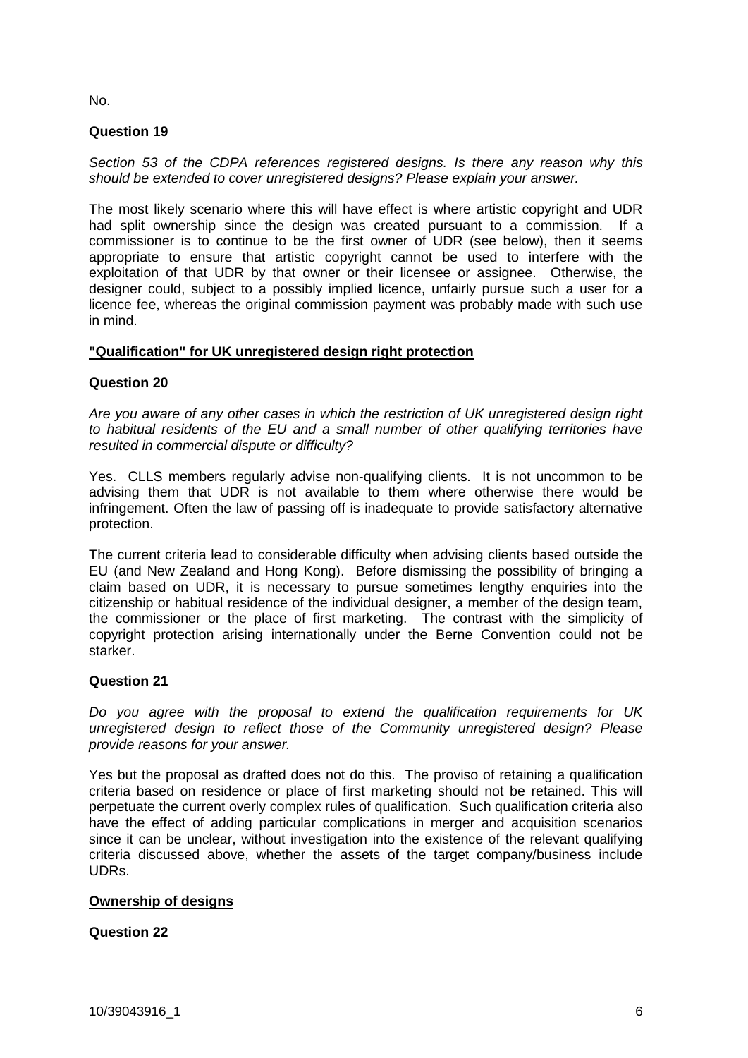No.

**Question 19**

*Section 53 of the CDPA references registered designs. Is there any reason why this should be extended to cover unregistered designs? Please explain your answer.*

The most likely scenario where this will have effect is where artistic copyright and UDR had split ownership since the design was created pursuant to a commission. If a commissioner is to continue to be the first owner of UDR (see below), then it seems appropriate to ensure that artistic copyright cannot be used to interfere with the exploitation of that UDR by that owner or their licensee or assignee. Otherwise, the designer could, subject to a possibly implied licence, unfairly pursue such a user for a licence fee, whereas the original commission payment was probably made with such use in mind.

**<u>"Qualification" for UK unregistered design right protection</u>**

**Question 20**

*Are you aware of any other cases in which the restriction of UK unregistered design right to habitual residents of the EU and a small number of other qualifying territories have resulted in commercial dispute or difficulty?*

Yes. CLLS members regularly advise non-qualifying clients. It is not uncommon to be advising them that UDR is not available to them where otherwise there would be infringement. Often the law of passing off is inadequate to provide satisfactory alternative protection.

The current criteria lead to considerable difficulty when advising clients based outside the EU (and New Zealand and Hong Kong). Before dismissing the possibility of bringing a claim based on UDR, it is necessary to pursue sometimes lengthy enquiries into the citizenship or habitual residence of the individual designer, a member of the design team, the commissioner or the place of first marketing. The contrast with the simplicity of copyright protection arising internationally under the Berne Convention could not be starker.

**Question 21**

*Do you agree with the proposal to extend the qualification requirements for UK unregistered design to reflect those of the Community unregistered design? Please provide reasons for your answer.*

Yes but the proposal as drafted does not do this. The proviso of retaining a qualification criteria based on residence or place of first marketing should not be retained. This will perpetuate the current overly complex rules of qualification. Such qualification criteria also have the effect of adding particular complications in merger and acquisition scenarios since it can be unclear, without investigation into the existence of the relevant qualifying criteria discussed above, whether the assets of the target company/business include UDRs.

**<u>Ownership of designs</u>**

**Question 22**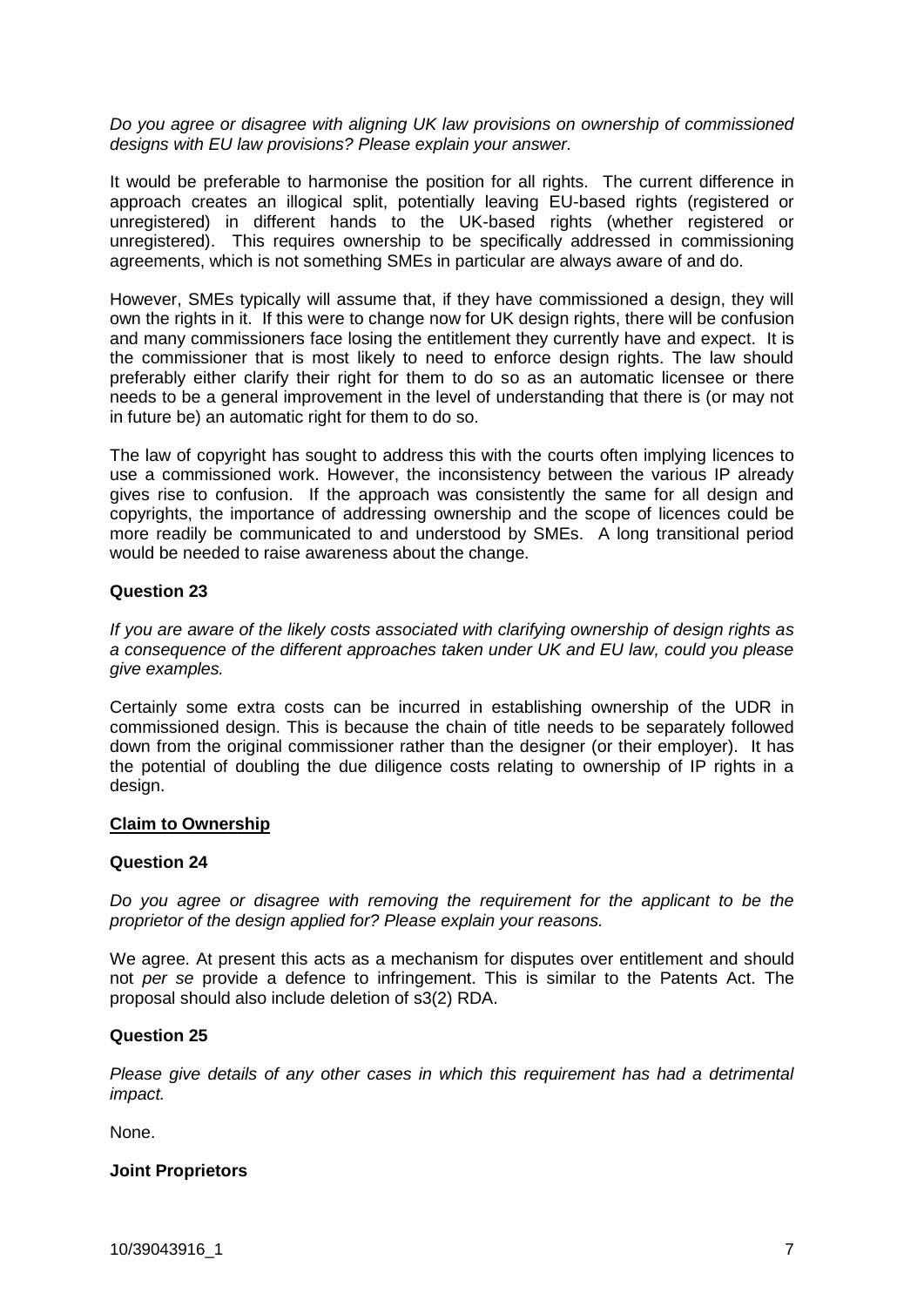*Do you agree or disagree with aligning UK law provisions on ownership of commissioned designs with EU law provisions? Please explain your answer.*

It would be preferable to harmonise the position for all rights. The current difference in approach creates an illogical split, potentially leaving EU-based rights (registered or unregistered) in different hands to the UK-based rights (whether registered or unregistered). This requires ownership to be specifically addressed in commissioning agreements, which is not something SMEs in particular are always aware of and do.

However, SMEs typically will assume that, if they have commissioned a design, they will own the rights in it. If this were to change now for UK design rights, there will be confusion and many commissioners face losing the entitlement they currently have and expect. It is the commissioner that is most likely to need to enforce design rights. The law should preferably either clarify their right for them to do so as an automatic licensee or there needs to be a general improvement in the level of understanding that there is (or may not in future be) an automatic right for them to do so.

The law of copyright has sought to address this with the courts often implying licences to use a commissioned work. However, the inconsistency between the various IP already gives rise to confusion. If the approach was consistently the same for all design and copyrights, the importance of addressing ownership and the scope of licences could be more readily be communicated to and understood by SMEs. A long transitional period would be needed to raise awareness about the change.

**Question 23**

*If you are aware of the likely costs associated with clarifying ownership of design rights as a consequence of the different approaches taken under UK and EU law, could you please give examples.*

Certainly some extra costs can be incurred in establishing ownership of the UDR in commissioned design. This is because the chain of title needs to be separately followed down from the original commissioner rather than the designer (or their employer). It has the potential of doubling the due diligence costs relating to ownership of IP rights in a design.

**<u>Claim to Ownership</u>**

**Question 24**

*Do you agree or disagree with removing the requirement for the applicant to be the proprietor of the design applied for? Please explain your reasons.*

We agree. At present this acts as a mechanism for disputes over entitlement and should not *per se* provide a defence to infringement. This is similar to the Patents Act. The proposal should also include deletion of s3(2) RDA.

**Question 25**

*Please give details of any other cases in which this requirement has had a detrimental impact.*

None.

**Joint Proprietors**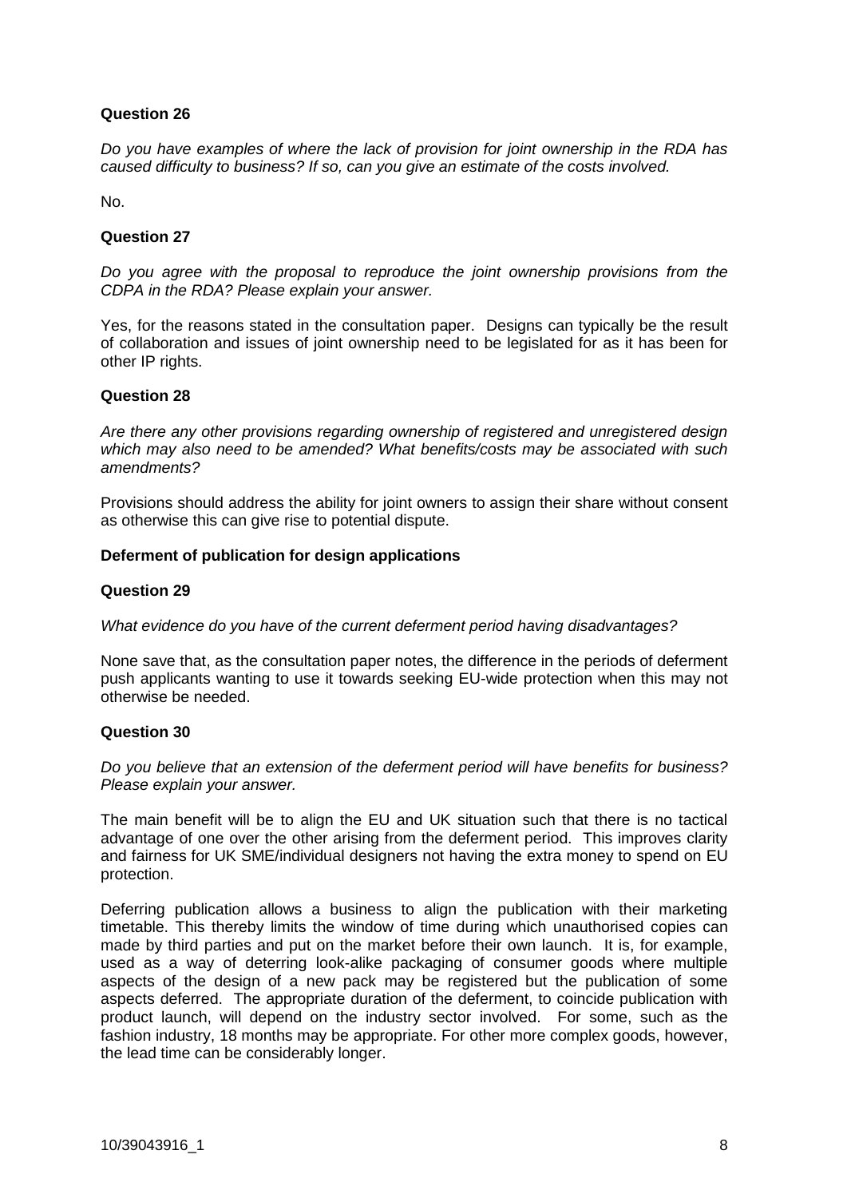**Question 26**

*Do you have examples of where the lack of provision for joint ownership in the RDA has caused difficulty to business? If so, can you give an estimate of the costs involved.*

No.

**Question 27**

*Do you agree with the proposal to reproduce the joint ownership provisions from the CDPA in the RDA? Please explain your answer.*

Yes, for the reasons stated in the consultation paper. Designs can typically be the result of collaboration and issues of joint ownership need to be legislated for as it has been for other IP rights.

**Question 28**

*Are there any other provisions regarding ownership of registered and unregistered design which may also need to be amended? What benefits/costs may be associated with such amendments?*

Provisions should address the ability for joint owners to assign their share without consent as otherwise this can give rise to potential dispute.

**Deferment of publication for design applications**

**Question 29**

*What evidence do you have of the current deferment period having disadvantages?*

None save that, as the consultation paper notes, the difference in the periods of deferment push applicants wanting to use it towards seeking EU-wide protection when this may not otherwise be needed.

**Question 30**

*Do you believe that an extension of the deferment period will have benefits for business? Please explain your answer.*

The main benefit will be to align the EU and UK situation such that there is no tactical advantage of one over the other arising from the deferment period. This improves clarity and fairness for UK SME/individual designers not having the extra money to spend on EU protection.

Deferring publication allows a business to align the publication with their marketing timetable. This thereby limits the window of time during which unauthorised copies can made by third parties and put on the market before their own launch. It is, for example, used as a way of deterring look-alike packaging of consumer goods where multiple aspects of the design of a new pack may be registered but the publication of some aspects deferred. The appropriate duration of the deferment, to coincide publication with product launch, will depend on the industry sector involved. For some, such as the fashion industry, 18 months may be appropriate. For other more complex goods, however, the lead time can be considerably longer.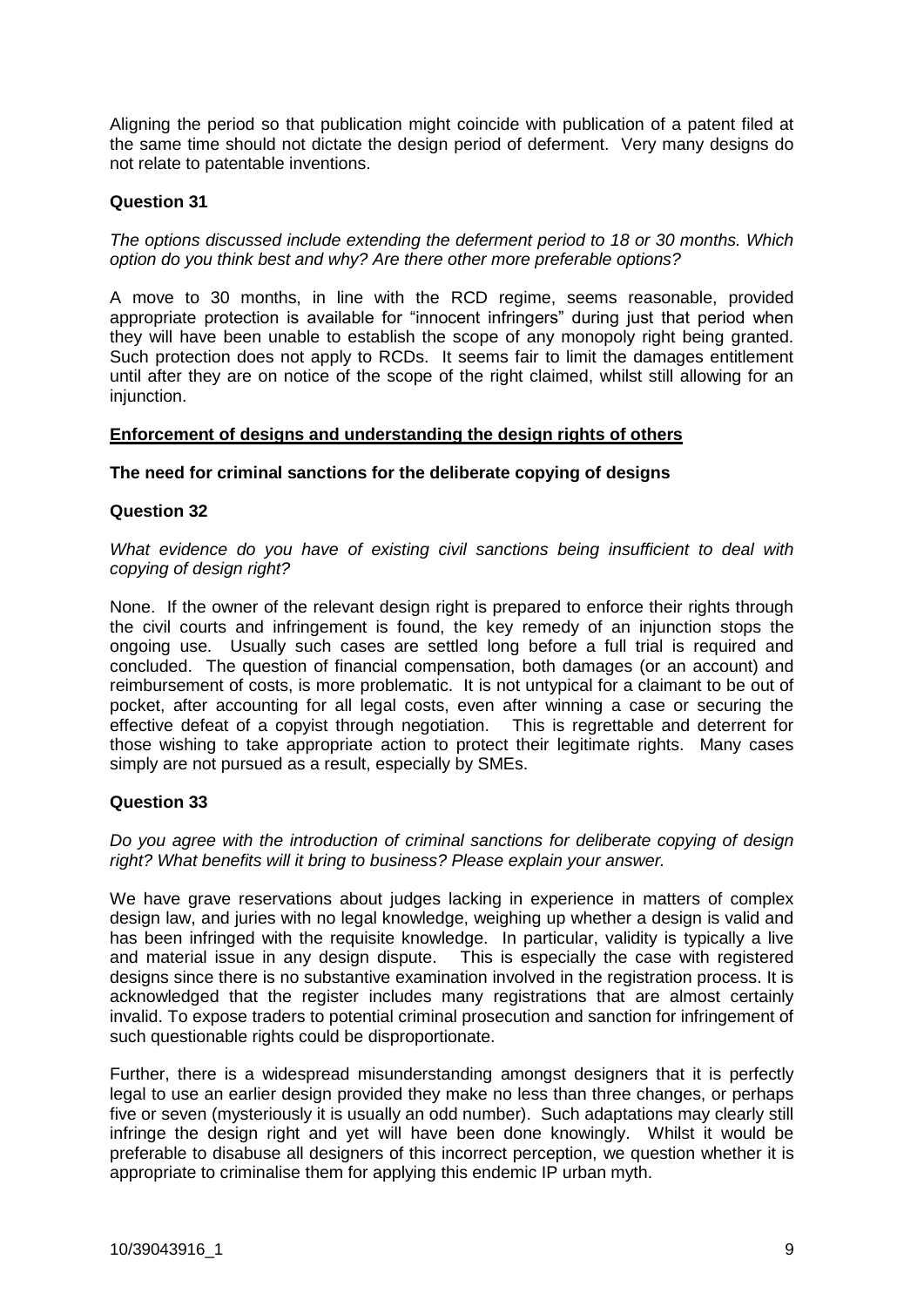Aligning the period so that publication might coincide with publication of a patent filed at the same time should not dictate the design period of deferment. Very many designs do not relate to patentable inventions.

**Question 31**

*The options discussed include extending the deferment period to 18 or 30 months. Which option do you think best and why? Are there other more preferable options?*

A move to 30 months, in line with the RCD regime, seems reasonable, provided appropriate protection is available for "innocent infringers" during just that period when they will have been unable to establish the scope of any monopoly right being granted. Such protection does not apply to RCDs. It seems fair to limit the damages entitlement until after they are on notice of the scope of the right claimed, whilst still allowing for an injunction.

**<u>Enforcement of designs and understanding the design rights of others</u>**

**The need for criminal sanctions for the deliberate copying of designs**

**Question 32**

*What evidence do you have of existing civil sanctions being insufficient to deal with copying of design right?*

None. If the owner of the relevant design right is prepared to enforce their rights through the civil courts and infringement is found, the key remedy of an injunction stops the ongoing use. Usually such cases are settled long before a full trial is required and concluded. The question of financial compensation, both damages (or an account) and reimbursement of costs, is more problematic. It is not untypical for a claimant to be out of pocket, after accounting for all legal costs, even after winning a case or securing the effective defeat of a copyist through negotiation. This is regrettable and deterrent for those wishing to take appropriate action to protect their legitimate rights. Many cases simply are not pursued as a result, especially by SMEs.

**Question 33**

*Do you agree with the introduction of criminal sanctions for deliberate copying of design right? What benefits will it bring to business? Please explain your answer.*

We have grave reservations about judges lacking in experience in matters of complex design law, and juries with no legal knowledge, weighing up whether a design is valid and has been infringed with the requisite knowledge. In particular, validity is typically a live and material issue in any design dispute. This is especially the case with registered designs since there is no substantive examination involved in the registration process. It is acknowledged that the register includes many registrations that are almost certainly invalid. To expose traders to potential criminal prosecution and sanction for infringement of such questionable rights could be disproportionate.

Further, there is a widespread misunderstanding amongst designers that it is perfectly legal to use an earlier design provided they make no less than three changes, or perhaps five or seven (mysteriously it is usually an odd number). Such adaptations may clearly still infringe the design right and yet will have been done knowingly. Whilst it would be preferable to disabuse all designers of this incorrect perception, we question whether it is appropriate to criminalise them for applying this endemic IP urban myth.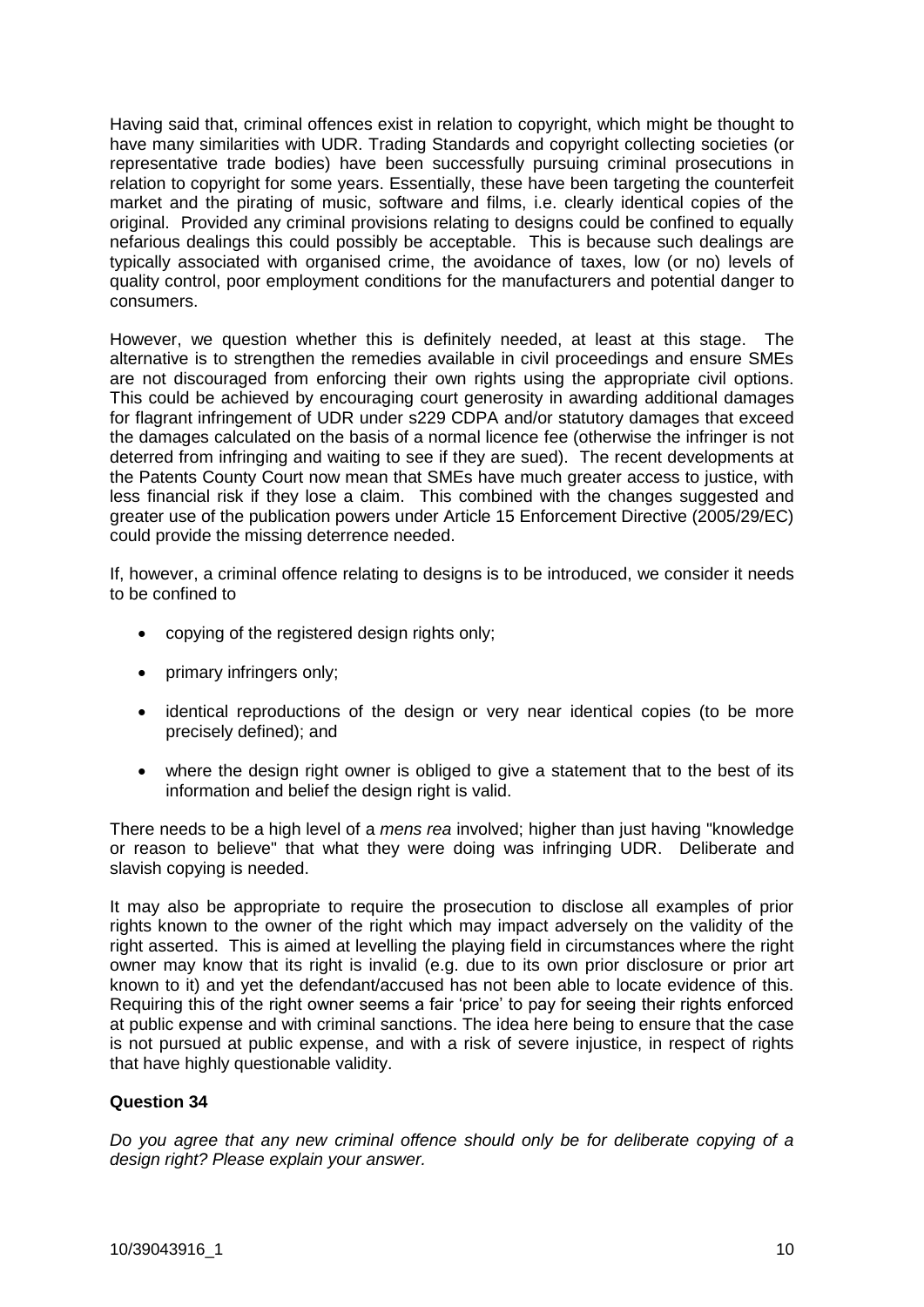Having said that, criminal offences exist in relation to copyright, which might be thought to have many similarities with UDR. Trading Standards and copyright collecting societies (or representative trade bodies) have been successfully pursuing criminal prosecutions in relation to copyright for some years. Essentially, these have been targeting the counterfeit market and the pirating of music, software and films, i.e. clearly identical copies of the original. Provided any criminal provisions relating to designs could be confined to equally nefarious dealings this could possibly be acceptable. This is because such dealings are typically associated with organised crime, the avoidance of taxes, low (or no) levels of quality control, poor employment conditions for the manufacturers and potential danger to consumers.

However, we question whether this is definitely needed, at least at this stage. The alternative is to strengthen the remedies available in civil proceedings and ensure SMEs are not discouraged from enforcing their own rights using the appropriate civil options. This could be achieved by encouraging court generosity in awarding additional damages for flagrant infringement of UDR under s229 CDPA and/or statutory damages that exceed the damages calculated on the basis of a normal licence fee (otherwise the infringer is not deterred from infringing and waiting to see if they are sued). The recent developments at the Patents County Court now mean that SMEs have much greater access to justice, with less financial risk if they lose a claim. This combined with the changes suggested and greater use of the publication powers under Article 15 Enforcement Directive (2005/29/EC) could provide the missing deterrence needed.

If, however, a criminal offence relating to designs is to be introduced, we consider it needs to be confined to

- copying of the registered design rights only;
- primary infringers only;
- identical reproductions of the design or very near identical copies (to be more precisely defined); and
- where the design right owner is obliged to give a statement that to the best of its information and belief the design right is valid.

There needs to be a high level of a *mens rea* involved; higher than just having "knowledge or reason to believe" that what they were doing was infringing UDR. Deliberate and slavish copying is needed.

It may also be appropriate to require the prosecution to disclose all examples of prior rights known to the owner of the right which may impact adversely on the validity of the right asserted. This is aimed at levelling the playing field in circumstances where the right owner may know that its right is invalid (e.g. due to its own prior disclosure or prior art known to it) and yet the defendant/accused has not been able to locate evidence of this. Requiring this of the right owner seems a fair 'price' to pay for seeing their rights enforced at public expense and with criminal sanctions. The idea here being to ensure that the case is not pursued at public expense, and with a risk of severe injustice, in respect of rights that have highly questionable validity.

**Question 34**

*Do you agree that any new criminal offence should only be for deliberate copying of a design right? Please explain your answer.*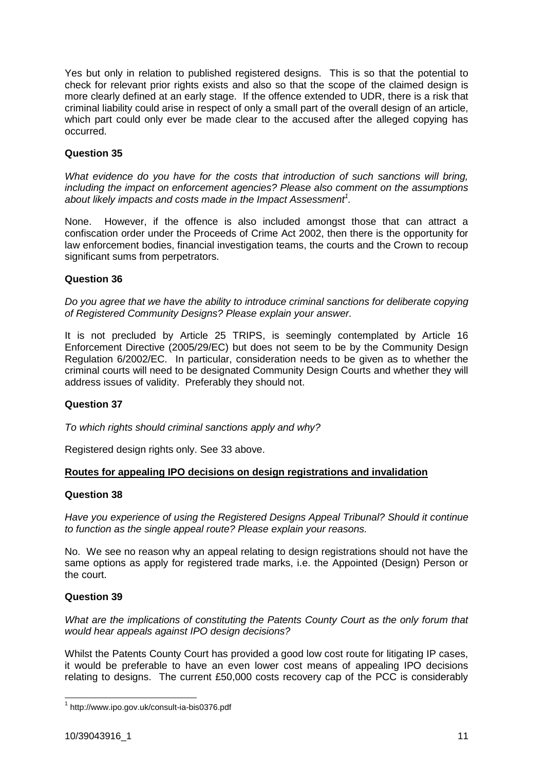Yes but only in relation to published registered designs. This is so that the potential to check for relevant prior rights exists and also so that the scope of the claimed design is more clearly defined at an early stage. If the offence extended to UDR, there is a risk that criminal liability could arise in respect of only a small part of the overall design of an article, which part could only ever be made clear to the accused after the alleged copying has occurred.

**Question 35**

*What evidence do you have for the costs that introduction of such sanctions will bring, including the impact on enforcement agencies? Please also comment on the assumptions about likely impacts and costs made in the Impact Assessment[1].*

None. However, if the offence is also included amongst those that can attract a confiscation order under the Proceeds of Crime Act 2002, then there is the opportunity for law enforcement bodies, financial investigation teams, the courts and the Crown to recoup significant sums from perpetrators.

**Question 36**

*Do you agree that we have the ability to introduce criminal sanctions for deliberate copying of Registered Community Designs? Please explain your answer.*

It is not precluded by Article 25 TRIPS, is seemingly contemplated by Article 16 Enforcement Directive (2005/29/EC) but does not seem to be by the Community Design Regulation 6/2002/EC. In particular, consideration needs to be given as to whether the criminal courts will need to be designated Community Design Courts and whether they will address issues of validity. Preferably they should not.

**Question 37**

*To which rights should criminal sanctions apply and why?*

Registered design rights only. See 33 above.

**<u>Routes for appealing IPO decisions on design registrations and invalidation</u>**

**Question 38**

*Have you experience of using the Registered Designs Appeal Tribunal? Should it continue to function as the single appeal route? Please explain your reasons.*

No. We see no reason why an appeal relating to design registrations should not have the same options as apply for registered trade marks, i.e. the Appointed (Design) Person or the court.

**Question 39**

*What are the implications of constituting the Patents County Court as the only forum that would hear appeals against IPO design decisions?*

Whilst the Patents County Court has provided a good low cost route for litigating IP cases, it would be preferable to have an even lower cost means of appealing IPO decisions relating to designs. The current £50,000 costs recovery cap of the PCC is considerably

[1] http://www.ipo.gov.uk/consult-ia-bis0376.pdf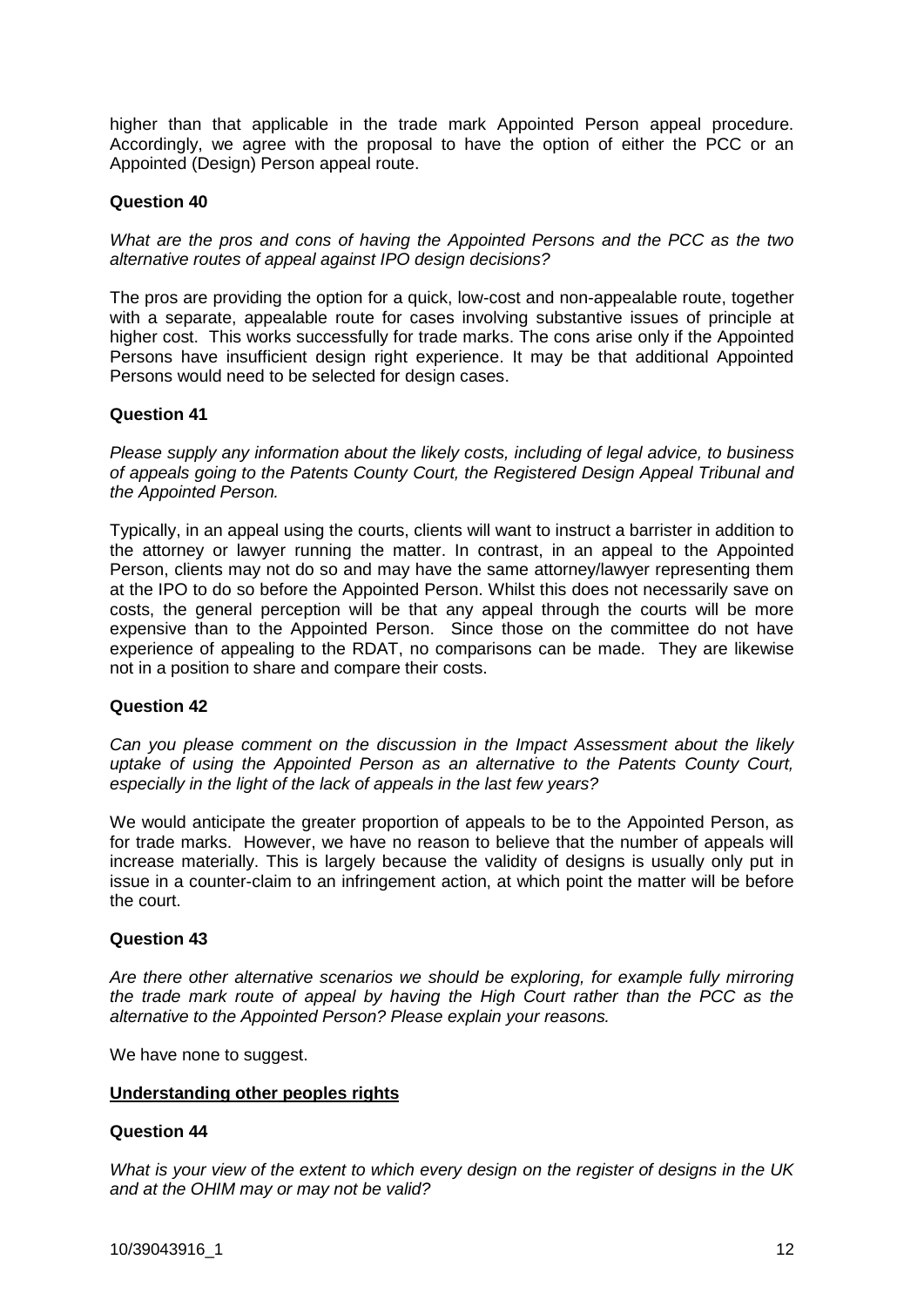higher than that applicable in the trade mark Appointed Person appeal procedure. Accordingly, we agree with the proposal to have the option of either the PCC or an Appointed (Design) Person appeal route.

**Question 40**

*What are the pros and cons of having the Appointed Persons and the PCC as the two alternative routes of appeal against IPO design decisions?*

The pros are providing the option for a quick, low-cost and non-appealable route, together with a separate, appealable route for cases involving substantive issues of principle at higher cost. This works successfully for trade marks. The cons arise only if the Appointed Persons have insufficient design right experience. It may be that additional Appointed Persons would need to be selected for design cases.

**Question 41**

*Please supply any information about the likely costs, including of legal advice, to business of appeals going to the Patents County Court, the Registered Design Appeal Tribunal and the Appointed Person.*

Typically, in an appeal using the courts, clients will want to instruct a barrister in addition to the attorney or lawyer running the matter. In contrast, in an appeal to the Appointed Person, clients may not do so and may have the same attorney/lawyer representing them at the IPO to do so before the Appointed Person. Whilst this does not necessarily save on costs, the general perception will be that any appeal through the courts will be more expensive than to the Appointed Person. Since those on the committee do not have experience of appealing to the RDAT, no comparisons can be made. They are likewise not in a position to share and compare their costs.

**Question 42**

*Can you please comment on the discussion in the Impact Assessment about the likely uptake of using the Appointed Person as an alternative to the Patents County Court, especially in the light of the lack of appeals in the last few years?*

We would anticipate the greater proportion of appeals to be to the Appointed Person, as for trade marks. However, we have no reason to believe that the number of appeals will increase materially. This is largely because the validity of designs is usually only put in issue in a counter-claim to an infringement action, at which point the matter will be before the court.

**Question 43**

*Are there other alternative scenarios we should be exploring, for example fully mirroring the trade mark route of appeal by having the High Court rather than the PCC as the alternative to the Appointed Person? Please explain your reasons.*

We have none to suggest.

**Understanding other peoples rights**

**Question 44**

*What is your view of the extent to which every design on the register of designs in the UK and at the OHIM may or may not be valid?*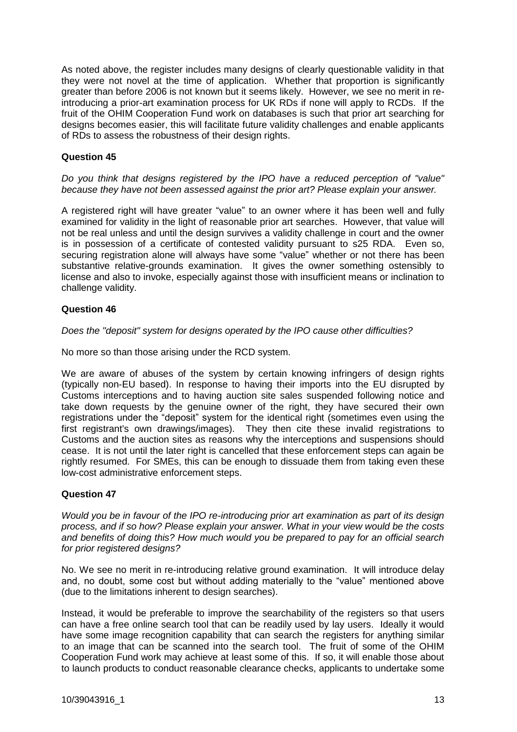As noted above, the register includes many designs of clearly questionable validity in that they were not novel at the time of application. Whether that proportion is significantly greater than before 2006 is not known but it seems likely. However, we see no merit in re-introducing a prior-art examination process for UK RDs if none will apply to RCDs. If the fruit of the OHIM Cooperation Fund work on databases is such that prior art searching for designs becomes easier, this will facilitate future validity challenges and enable applicants of RDs to assess the robustness of their design rights.

### Question 45

*Do you think that designs registered by the IPO have a reduced perception of "value" because they have not been assessed against the prior art? Please explain your answer.*

A registered right will have greater "value" to an owner where it has been well and fully examined for validity in the light of reasonable prior art searches. However, that value will not be real unless and until the design survives a validity challenge in court and the owner is in possession of a certificate of contested validity pursuant to s25 RDA. Even so, securing registration alone will always have some "value" whether or not there has been substantive relative-grounds examination. It gives the owner something ostensibly to license and also to invoke, especially against those with insufficient means or inclination to challenge validity.

### Question 46

*Does the "deposit" system for designs operated by the IPO cause other difficulties?*

No more so than those arising under the RCD system.

We are aware of abuses of the system by certain knowing infringers of design rights (typically non-EU based). In response to having their imports into the EU disrupted by Customs interceptions and to having auction site sales suspended following notice and take down requests by the genuine owner of the right, they have secured their own registrations under the "deposit" system for the identical right (sometimes even using the first registrant's own drawings/images). They then cite these invalid registrations to Customs and the auction sites as reasons why the interceptions and suspensions should cease. It is not until the later right is cancelled that these enforcement steps can again be rightly resumed. For SMEs, this can be enough to dissuade them from taking even these low-cost administrative enforcement steps.

### Question 47

*Would you be in favour of the IPO re-introducing prior art examination as part of its design process, and if so how? Please explain your answer. What in your view would be the costs and benefits of doing this? How much would you be prepared to pay for an official search for prior registered designs?*

No. We see no merit in re-introducing relative ground examination. It will introduce delay and, no doubt, some cost but without adding materially to the "value" mentioned above (due to the limitations inherent to design searches).

Instead, it would be preferable to improve the searchability of the registers so that users can have a free online search tool that can be readily used by lay users. Ideally it would have some image recognition capability that can search the registers for anything similar to an image that can be scanned into the search tool. The fruit of some of the OHIM Cooperation Fund work may achieve at least some of this. If so, it will enable those about to launch products to conduct reasonable clearance checks, applicants to undertake some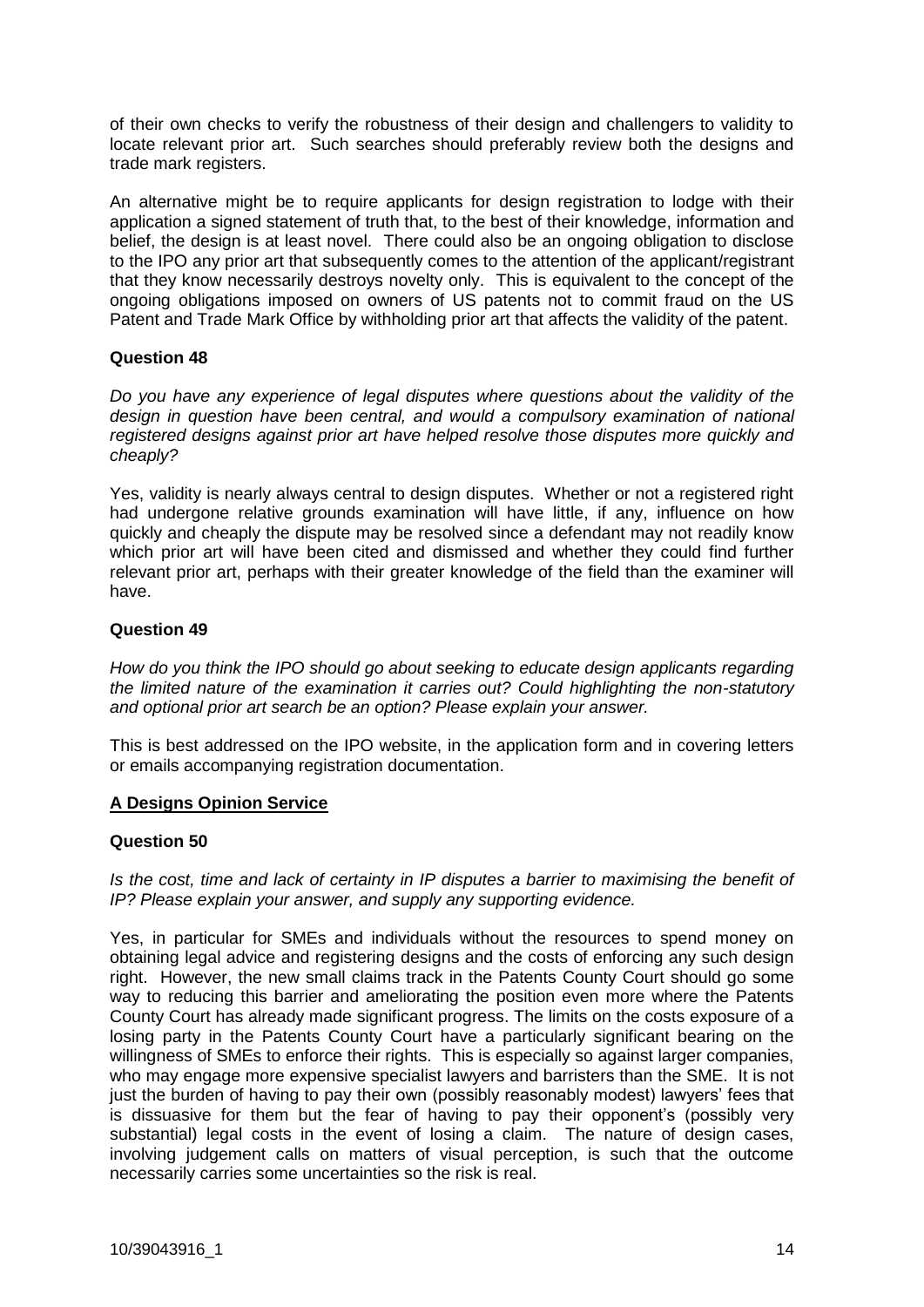of their own checks to verify the robustness of their design and challengers to validity to locate relevant prior art. Such searches should preferably review both the designs and trade mark registers.

An alternative might be to require applicants for design registration to lodge with their application a signed statement of truth that, to the best of their knowledge, information and belief, the design is at least novel. There could also be an ongoing obligation to disclose to the IPO any prior art that subsequently comes to the attention of the applicant/registrant that they know necessarily destroys novelty only. This is equivalent to the concept of the ongoing obligations imposed on owners of US patents not to commit fraud on the US Patent and Trade Mark Office by withholding prior art that affects the validity of the patent.

**Question 48**

*Do you have any experience of legal disputes where questions about the validity of the design in question have been central, and would a compulsory examination of national registered designs against prior art have helped resolve those disputes more quickly and cheaply?*

Yes, validity is nearly always central to design disputes. Whether or not a registered right had undergone relative grounds examination will have little, if any, influence on how quickly and cheaply the dispute may be resolved since a defendant may not readily know which prior art will have been cited and dismissed and whether they could find further relevant prior art, perhaps with their greater knowledge of the field than the examiner will have.

**Question 49**

*How do you think the IPO should go about seeking to educate design applicants regarding the limited nature of the examination it carries out? Could highlighting the non-statutory and optional prior art search be an option? Please explain your answer.*

This is best addressed on the IPO website, in the application form and in covering letters or emails accompanying registration documentation.

**A Designs Opinion Service**

**Question 50**

*Is the cost, time and lack of certainty in IP disputes a barrier to maximising the benefit of IP? Please explain your answer, and supply any supporting evidence.*

Yes, in particular for SMEs and individuals without the resources to spend money on obtaining legal advice and registering designs and the costs of enforcing any such design right. However, the new small claims track in the Patents County Court should go some way to reducing this barrier and ameliorating the position even more where the Patents County Court has already made significant progress. The limits on the costs exposure of a losing party in the Patents County Court have a particularly significant bearing on the willingness of SMEs to enforce their rights. This is especially so against larger companies, who may engage more expensive specialist lawyers and barristers than the SME. It is not just the burden of having to pay their own (possibly reasonably modest) lawyers' fees that is dissuasive for them but the fear of having to pay their opponent's (possibly very substantial) legal costs in the event of losing a claim. The nature of design cases, involving judgement calls on matters of visual perception, is such that the outcome necessarily carries some uncertainties so the risk is real.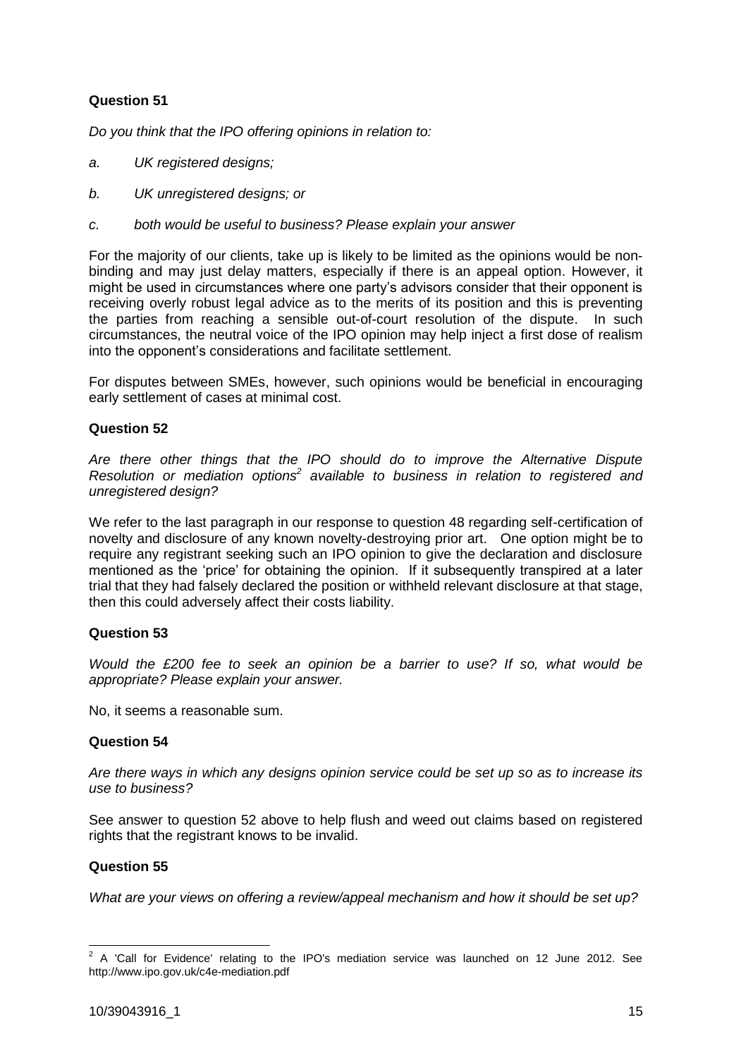**Question 51**

*Do you think that the IPO offering opinions in relation to:*

*a. UK registered designs;*

*b. UK unregistered designs; or*

*c. both would be useful to business? Please explain your answer*

For the majority of our clients, take up is likely to be limited as the opinions would be non-binding and may just delay matters, especially if there is an appeal option. However, it might be used in circumstances where one party's advisors consider that their opponent is receiving overly robust legal advice as to the merits of its position and this is preventing the parties from reaching a sensible out-of-court resolution of the dispute. In such circumstances, the neutral voice of the IPO opinion may help inject a first dose of realism into the opponent's considerations and facilitate settlement.

For disputes between SMEs, however, such opinions would be beneficial in encouraging early settlement of cases at minimal cost.

**Question 52**

*Are there other things that the IPO should do to improve the Alternative Dispute Resolution or mediation options[2] available to business in relation to registered and unregistered design?*

We refer to the last paragraph in our response to question 48 regarding self-certification of novelty and disclosure of any known novelty-destroying prior art. One option might be to require any registrant seeking such an IPO opinion to give the declaration and disclosure mentioned as the 'price' for obtaining the opinion. If it subsequently transpired at a later trial that they had falsely declared the position or withheld relevant disclosure at that stage, then this could adversely affect their costs liability.

**Question 53**

*Would the £200 fee to seek an opinion be a barrier to use? If so, what would be appropriate? Please explain your answer.*

No, it seems a reasonable sum.

**Question 54**

*Are there ways in which any designs opinion service could be set up so as to increase its use to business?*

See answer to question 52 above to help flush and weed out claims based on registered rights that the registrant knows to be invalid.

**Question 55**

*What are your views on offering a review/appeal mechanism and how it should be set up?*

---

[2] A 'Call for Evidence' relating to the IPO's mediation service was launched on 12 June 2012. See http://www.ipo.gov.uk/c4e-mediation.pdf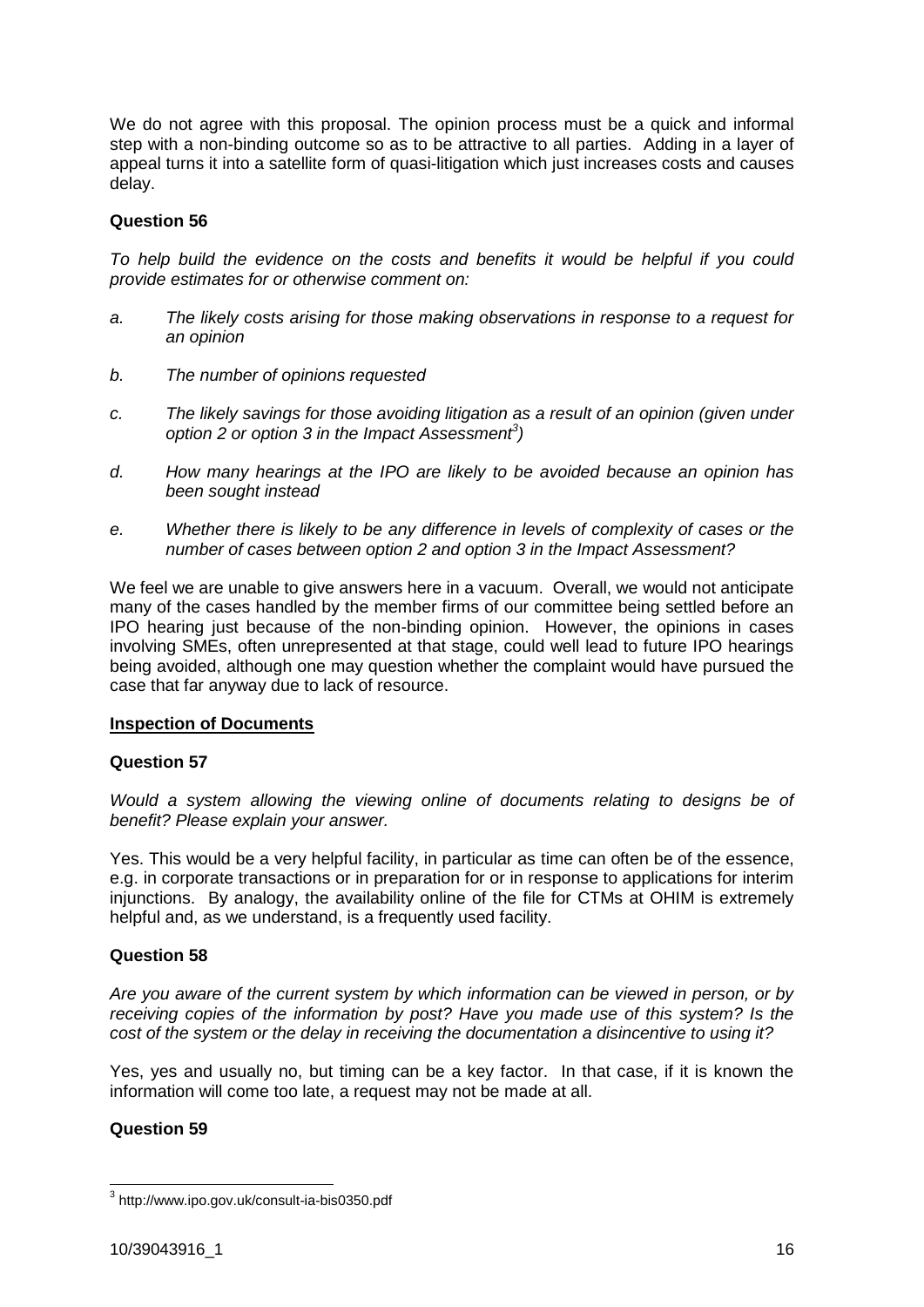We do not agree with this proposal. The opinion process must be a quick and informal step with a non-binding outcome so as to be attractive to all parties. Adding in a layer of appeal turns it into a satellite form of quasi-litigation which just increases costs and causes delay.

**Question 56**

*To help build the evidence on the costs and benefits it would be helpful if you could provide estimates for or otherwise comment on:*

*a. The likely costs arising for those making observations in response to a request for an opinion*

*b. The number of opinions requested*

*c. The likely savings for those avoiding litigation as a result of an opinion (given under option 2 or option 3 in the Impact Assessment[3])*

*d. How many hearings at the IPO are likely to be avoided because an opinion has been sought instead*

*e. Whether there is likely to be any difference in levels of complexity of cases or the number of cases between option 2 and option 3 in the Impact Assessment?*

We feel we are unable to give answers here in a vacuum. Overall, we would not anticipate many of the cases handled by the member firms of our committee being settled before an IPO hearing just because of the non-binding opinion. However, the opinions in cases involving SMEs, often unrepresented at that stage, could well lead to future IPO hearings being avoided, although one may question whether the complaint would have pursued the case that far anyway due to lack of resource.

**<u>Inspection of Documents</u>**

**Question 57**

*Would a system allowing the viewing online of documents relating to designs be of benefit? Please explain your answer.*

Yes. This would be a very helpful facility, in particular as time can often be of the essence, e.g. in corporate transactions or in preparation for or in response to applications for interim injunctions. By analogy, the availability online of the file for CTMs at OHIM is extremely helpful and, as we understand, is a frequently used facility.

**Question 58**

*Are you aware of the current system by which information can be viewed in person, or by receiving copies of the information by post? Have you made use of this system? Is the cost of the system or the delay in receiving the documentation a disincentive to using it?*

Yes, yes and usually no, but timing can be a key factor. In that case, if it is known the information will come too late, a request may not be made at all.

**Question 59**

[3] http://www.ipo.gov.uk/consult-ia-bis0350.pdf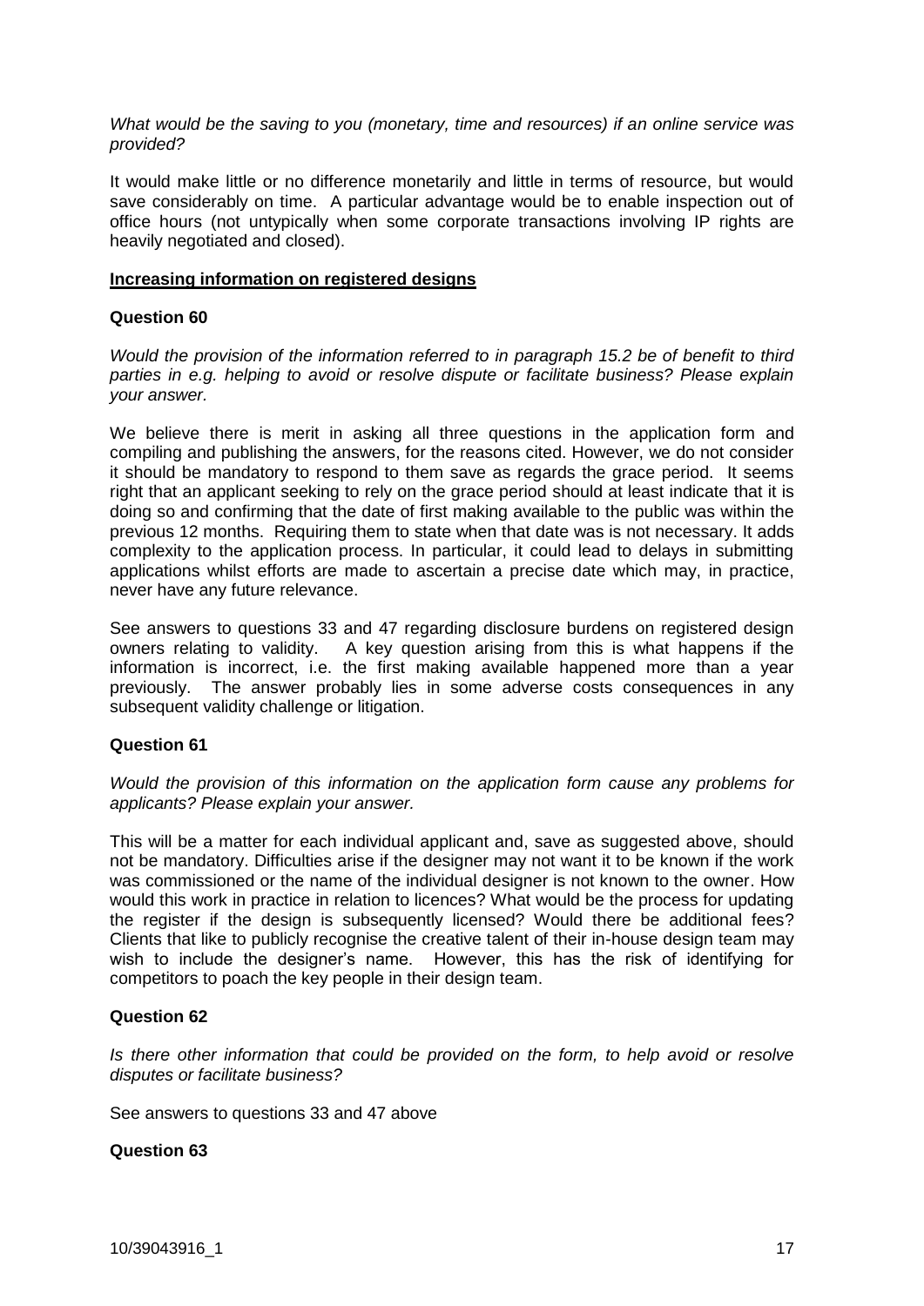*What would be the saving to you (monetary, time and resources) if an online service was provided?*

It would make little or no difference monetarily and little in terms of resource, but would save considerably on time. A particular advantage would be to enable inspection out of office hours (not untypically when some corporate transactions involving IP rights are heavily negotiated and closed).

**Increasing information on registered designs**

**Question 60**

*Would the provision of the information referred to in paragraph 15.2 be of benefit to third parties in e.g. helping to avoid or resolve dispute or facilitate business? Please explain your answer.*

We believe there is merit in asking all three questions in the application form and compiling and publishing the answers, for the reasons cited. However, we do not consider it should be mandatory to respond to them save as regards the grace period. It seems right that an applicant seeking to rely on the grace period should at least indicate that it is doing so and confirming that the date of first making available to the public was within the previous 12 months. Requiring them to state when that date was is not necessary. It adds complexity to the application process. In particular, it could lead to delays in submitting applications whilst efforts are made to ascertain a precise date which may, in practice, never have any future relevance.

See answers to questions 33 and 47 regarding disclosure burdens on registered design owners relating to validity. A key question arising from this is what happens if the information is incorrect, i.e. the first making available happened more than a year previously. The answer probably lies in some adverse costs consequences in any subsequent validity challenge or litigation.

**Question 61**

*Would the provision of this information on the application form cause any problems for applicants? Please explain your answer.*

This will be a matter for each individual applicant and, save as suggested above, should not be mandatory. Difficulties arise if the designer may not want it to be known if the work was commissioned or the name of the individual designer is not known to the owner. How would this work in practice in relation to licences? What would be the process for updating the register if the design is subsequently licensed? Would there be additional fees? Clients that like to publicly recognise the creative talent of their in-house design team may wish to include the designer's name. However, this has the risk of identifying for competitors to poach the key people in their design team.

**Question 62**

*Is there other information that could be provided on the form, to help avoid or resolve disputes or facilitate business?*

See answers to questions 33 and 47 above

**Question 63**

10/39043916_1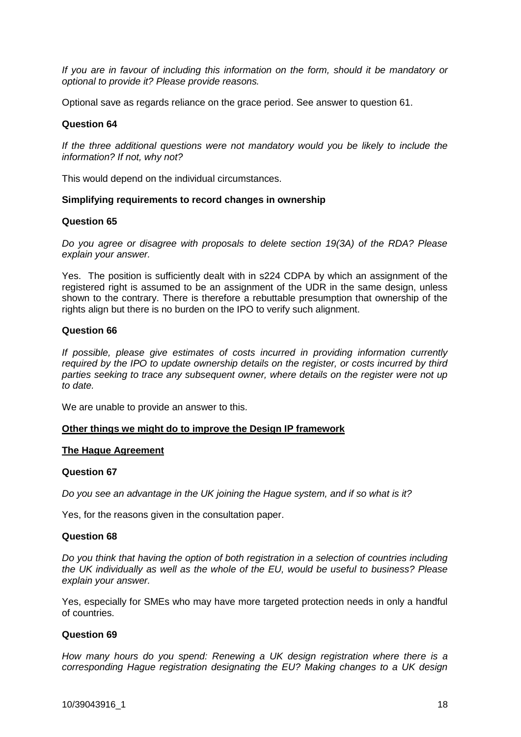*If you are in favour of including this information on the form, should it be mandatory or optional to provide it? Please provide reasons.*

Optional save as regards reliance on the grace period. See answer to question 61.

**Question 64**

*If the three additional questions were not mandatory would you be likely to include the information? If not, why not?*

This would depend on the individual circumstances.

**Simplifying requirements to record changes in ownership**

**Question 65**

*Do you agree or disagree with proposals to delete section 19(3A) of the RDA? Please explain your answer.*

Yes. The position is sufficiently dealt with in s224 CDPA by which an assignment of the registered right is assumed to be an assignment of the UDR in the same design, unless shown to the contrary. There is therefore a rebuttable presumption that ownership of the rights align but there is no burden on the IPO to verify such alignment.

**Question 66**

*If possible, please give estimates of costs incurred in providing information currently required by the IPO to update ownership details on the register, or costs incurred by third parties seeking to trace any subsequent owner, where details on the register were not up to date.*

We are unable to provide an answer to this.

**Other things we might do to improve the Design IP framework**

**The Hague Agreement**

**Question 67**

*Do you see an advantage in the UK joining the Hague system, and if so what is it?*

Yes, for the reasons given in the consultation paper.

**Question 68**

*Do you think that having the option of both registration in a selection of countries including the UK individually as well as the whole of the EU, would be useful to business? Please explain your answer.*

Yes, especially for SMEs who may have more targeted protection needs in only a handful of countries.

**Question 69**

*How many hours do you spend: Renewing a UK design registration where there is a corresponding Hague registration designating the EU? Making changes to a UK design*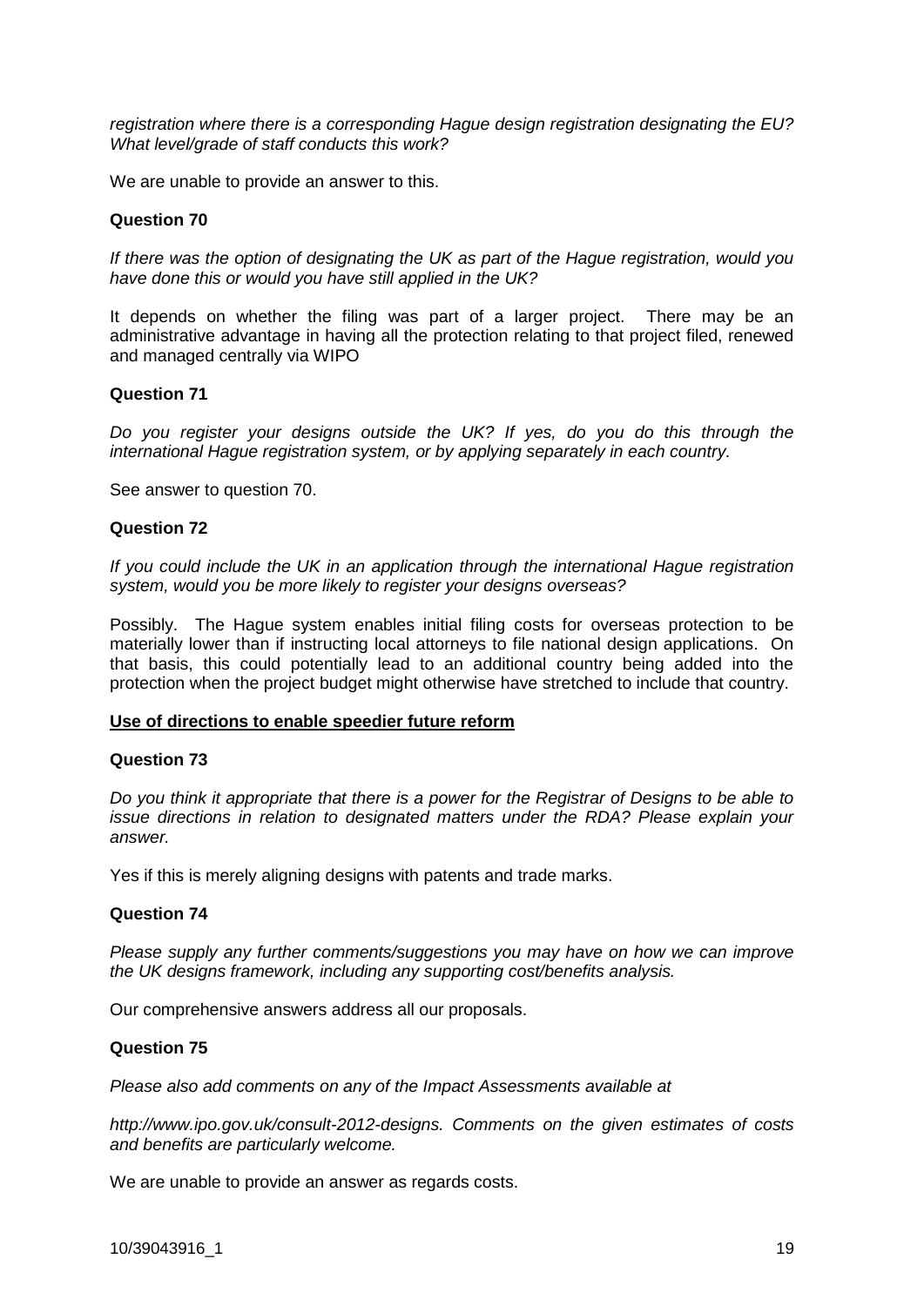*registration where there is a corresponding Hague design registration designating the EU? What level/grade of staff conducts this work?*

We are unable to provide an answer to this.

**Question 70**

*If there was the option of designating the UK as part of the Hague registration, would you have done this or would you have still applied in the UK?*

It depends on whether the filing was part of a larger project. There may be an administrative advantage in having all the protection relating to that project filed, renewed and managed centrally via WIPO

**Question 71**

*Do you register your designs outside the UK? If yes, do you do this through the international Hague registration system, or by applying separately in each country.*

See answer to question 70.

**Question 72**

*If you could include the UK in an application through the international Hague registration system, would you be more likely to register your designs overseas?*

Possibly. The Hague system enables initial filing costs for overseas protection to be materially lower than if instructing local attorneys to file national design applications. On that basis, this could potentially lead to an additional country being added into the protection when the project budget might otherwise have stretched to include that country.

**Use of directions to enable speedier future reform**

**Question 73**

*Do you think it appropriate that there is a power for the Registrar of Designs to be able to issue directions in relation to designated matters under the RDA? Please explain your answer.*

Yes if this is merely aligning designs with patents and trade marks.

**Question 74**

*Please supply any further comments/suggestions you may have on how we can improve the UK designs framework, including any supporting cost/benefits analysis.*

Our comprehensive answers address all our proposals.

**Question 75**

*Please also add comments on any of the Impact Assessments available at*

*http://www.ipo.gov.uk/consult-2012-designs. Comments on the given estimates of costs and benefits are particularly welcome.*

We are unable to provide an answer as regards costs.

10/39043916_1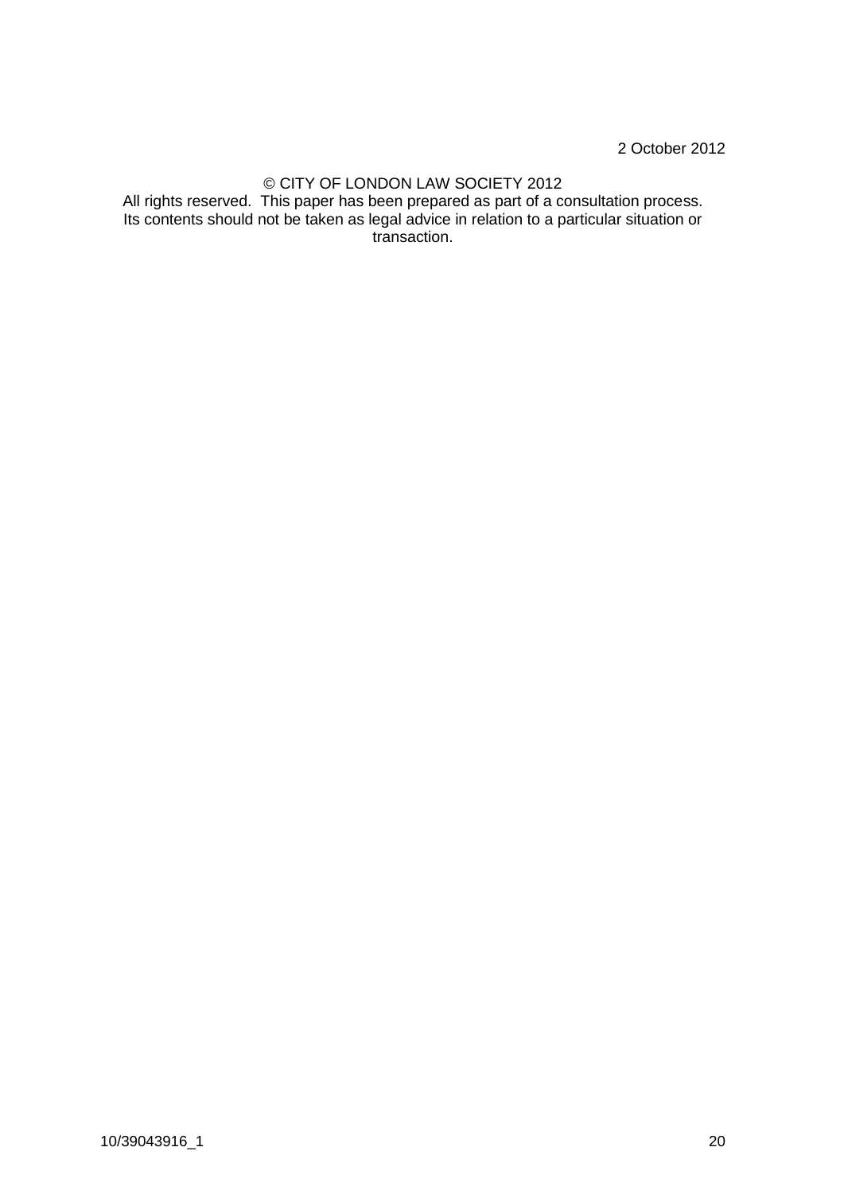2 October 2012

© CITY OF LONDON LAW SOCIETY 2012
All rights reserved. This paper has been prepared as part of a consultation process. Its contents should not be taken as legal advice in relation to a particular situation or transaction.

10/39043916_1